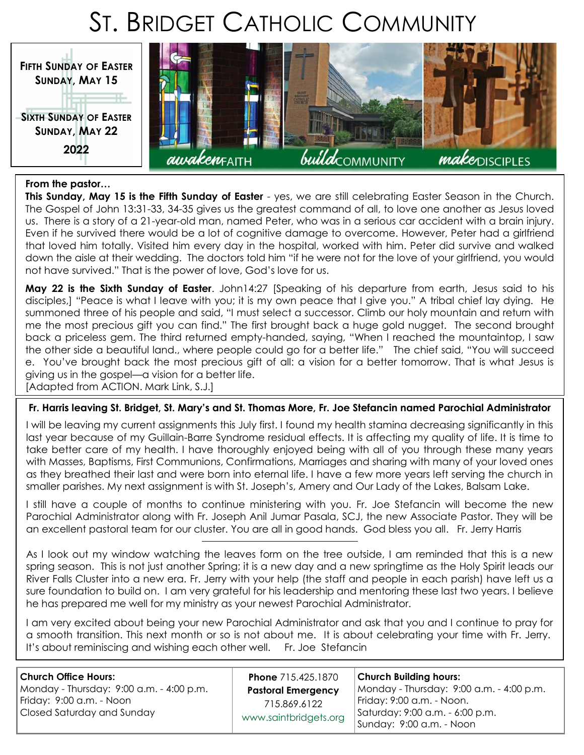# ST. BRIDGET CATHOLIC COMMUNITY

**FIFTH SUNDAY OF EASTER**
**SUNDAY, MAY 15**

**SIXTH SUNDAY OF EASTER**
**SUNDAY, MAY 22**

**2022**

*awaken* FAITH — *build* COMMUNITY — *make* DISCIPLES

**From the pastor…**

**This Sunday, May 15 is the Fifth Sunday of Easter** - yes, we are still celebrating Easter Season in the Church. The Gospel of John 13:31-33, 34-35 gives us the greatest command of all, to love one another as Jesus loved us. There is a story of a 21-year-old man, named Peter, who was in a serious car accident with a brain injury. Even if he survived there would be a lot of cognitive damage to overcome. However, Peter had a girlfriend that loved him totally. Visited him every day in the hospital, worked with him. Peter did survive and walked down the aisle at their wedding. The doctors told him "if he were not for the love of your girlfriend, you would not have survived." That is the power of love, God's love for us.

**May 22 is the Sixth Sunday of Easter**. John14:27 [Speaking of his departure from earth, Jesus said to his disciples,] "Peace is what I leave with you; it is my own peace that I give you." A tribal chief lay dying. He summoned three of his people and said, "I must select a successor. Climb our holy mountain and return with me the most precious gift you can find." The first brought back a huge gold nugget. The second brought back a priceless gem. The third returned empty-handed, saying, "When I reached the mountaintop, I saw the other side a beautiful land., where people could go for a better life." The chief said, "You will succeed e. You've brought back the most precious gift of all: a vision for a better tomorrow. That is what Jesus is giving us in the gospel—a vision for a better life.
[Adapted from ACTION. Mark Link, S.J.]

**Fr. Harris leaving St. Bridget, St. Mary's and St. Thomas More, Fr. Joe Stefancin named Parochial Administrator**

I will be leaving my current assignments this July first. I found my health stamina decreasing significantly in this last year because of my Guillain-Barre Syndrome residual effects. It is affecting my quality of life. It is time to take better care of my health. I have thoroughly enjoyed being with all of you through these many years with Masses, Baptisms, First Communions, Confirmations, Marriages and sharing with many of your loved ones as they breathed their last and were born into eternal life. I have a few more years left serving the church in smaller parishes. My next assignment is with St. Joseph's, Amery and Our Lady of the Lakes, Balsam Lake.

I still have a couple of months to continue ministering with you. Fr. Joe Stefancin will become the new Parochial Administrator along with Fr. Joseph Anil Jumar Pasala, SCJ, the new Associate Pastor. They will be an excellent pastoral team for our cluster. You are all in good hands. God bless you all. Fr. Jerry Harris

---

As I look out my window watching the leaves form on the tree outside, I am reminded that this is a new spring season. This is not just another Spring; it is a new day and a new springtime as the Holy Spirit leads our River Falls Cluster into a new era. Fr. Jerry with your help (the staff and people in each parish) have left us a sure foundation to build on. I am very grateful for his leadership and mentoring these last two years. I believe he has prepared me well for my ministry as your newest Parochial Administrator.

I am very excited about being your new Parochial Administrator and ask that you and I continue to pray for a smooth transition. This next month or so is not about me. It is about celebrating your time with Fr. Jerry. It's about reminiscing and wishing each other well. Fr. Joe Stefancin

**Church Office Hours:**
Monday - Thursday: 9:00 a.m. - 4:00 p.m.
Friday: 9:00 a.m. - Noon
Closed Saturday and Sunday

**Phone** 715.425.1870
**Pastoral Emergency**
715.869.6122
www.saintbridgets.org

**Church Building hours:**
Monday - Thursday: 9:00 a.m. - 4:00 p.m.
Friday: 9:00 a.m. - Noon.
Saturday: 9:00 a.m. - 6:00 p.m.
Sunday: 9:00 a.m. - Noon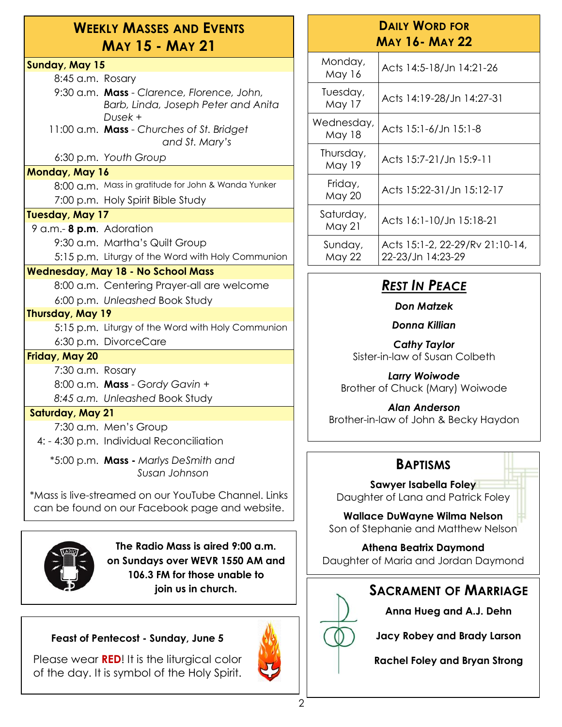## Weekly Masses and Events May 15 - May 21

**Sunday, May 15**

8:45 a.m. Rosary

9:30 a.m. **Mass** - *Clarence, Florence, John, Barb, Linda, Joseph Peter and Anita Dusek +*

11:00 a.m. **Mass** - *Churches of St. Bridget and St. Mary's*

6:30 p.m. *Youth Group*

**Monday, May 16**

8:00 a.m. Mass in gratitude for John & Wanda Yunker

7:00 p.m. Holy Spirit Bible Study

**Tuesday, May 17**

9 a.m.- **8 p.m**. Adoration

9:30 a.m. Martha's Quilt Group

5:15 p.m. Liturgy of the Word with Holy Communion

**Wednesday, May 18 - No School Mass**

8:00 a.m. Centering Prayer-all are welcome

6:00 p.m. *Unleashed* Book Study

**Thursday, May 19**

5:15 p.m. Liturgy of the Word with Holy Communion

6:30 p.m. DivorceCare

**Friday, May 20**

7:30 a.m. Rosary

8:00 a.m. **Mass** - *Gordy Gavin +*

*8:45 a.m. Unleashed* Book Study

**Saturday, May 21**

7:30 a.m. Men's Group

4: - 4:30 p.m. Individual Reconciliation

*5:00 p.m. **Mass -** *Marlys DeSmith and Susan Johnson*

*Mass is live-streamed on our YouTube Channel. Links can be found on our Facebook page and website.

**The Radio Mass is aired 9:00 a.m. on Sundays over WEVR 1550 AM and 106.3 FM for those unable to join us in church.**

**Feast of Pentecost - Sunday, June 5**

Please wear **RED**! It is the liturgical color of the day. It is symbol of the Holy Spirit.

## Daily Word for May 16- May 22

| | |
|---|---|
| Monday, May 16 | Acts 14:5-18/Jn 14:21-26 |
| Tuesday, May 17 | Acts 14:19-28/Jn 14:27-31 |
| Wednesday, May 18 | Acts 15:1-6/Jn 15:1-8 |
| Thursday, May 19 | Acts 15:7-21/Jn 15:9-11 |
| Friday, May 20 | Acts 15:22-31/Jn 15:12-17 |
| Saturday, May 21 | Acts 16:1-10/Jn 15:18-21 |
| Sunday, May 22 | Acts 15:1-2, 22-29/Rv 21:10-14, 22-23/Jn 14:23-29 |

## *Rest In Peace*

***Don Matzek***

***Donna Killian***

***Cathy Taylor***
Sister-in-law of Susan Colbeth

***Larry Woiwode***
Brother of Chuck (Mary) Woiwode

***Alan Anderson***
Brother-in-law of John & Becky Haydon

## Baptisms

**Sawyer Isabella Foley**
Daughter of Lana and Patrick Foley

**Wallace DuWayne Wilma Nelson**
Son of Stephanie and Matthew Nelson

**Athena Beatrix Daymond**
Daughter of Maria and Jordan Daymond

## Sacrament of Marriage

**Anna Hueg and A.J. Dehn**

**Jacy Robey and Brady Larson**

**Rachel Foley and Bryan Strong**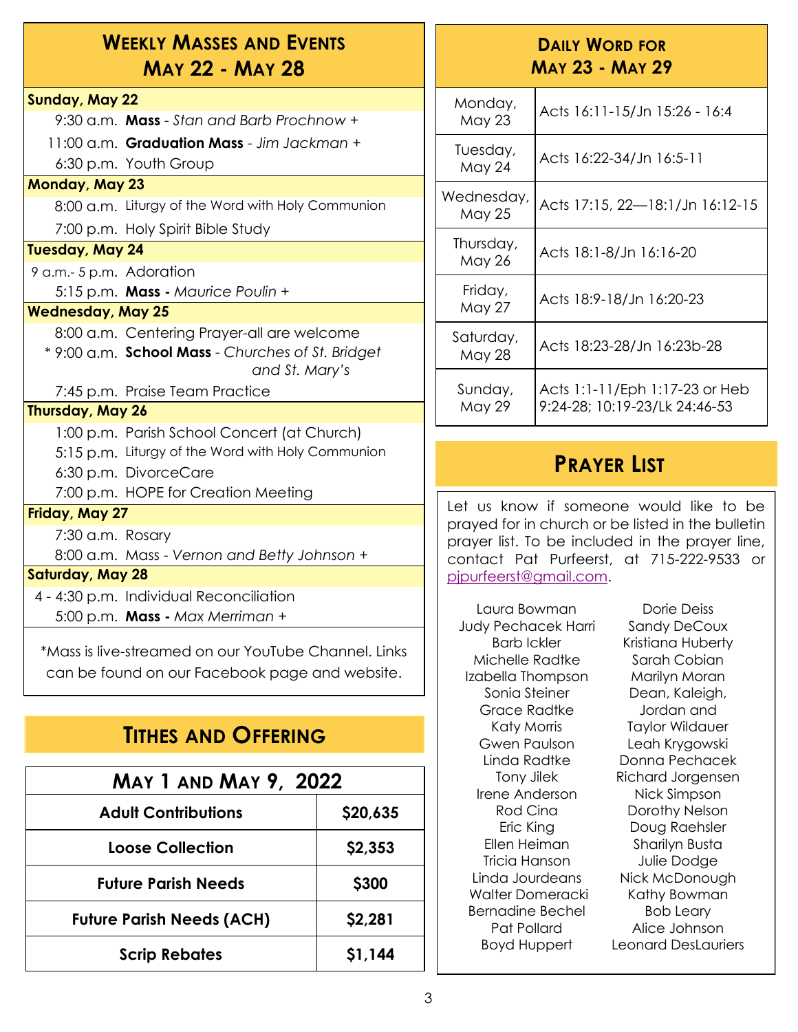## Weekly Masses and Events May 22 - May 28

**Sunday, May 22**

- 9:30 a.m. **Mass** - *Stan and Barb Prochnow +*
- 11:00 a.m. **Graduation Mass** - *Jim Jackman +*
- 6:30 p.m. Youth Group

**Monday, May 23**

- 8:00 a.m. Liturgy of the Word with Holy Communion
- 7:00 p.m. Holy Spirit Bible Study

**Tuesday, May 24**

- 9 a.m.- 5 p.m. Adoration
- 5:15 p.m. **Mass -** *Maurice Poulin +*

**Wednesday, May 25**

- 8:00 a.m. Centering Prayer-all are welcome
- * 9:00 a.m. **School Mass** - *Churches of St. Bridget and St. Mary's*
- 7:45 p.m. Praise Team Practice

**Thursday, May 26**

- 1:00 p.m. Parish School Concert (at Church)
- 5:15 p.m. Liturgy of the Word with Holy Communion
- 6:30 p.m. DivorceCare
- 7:00 p.m. HOPE for Creation Meeting

**Friday, May 27**

- 7:30 a.m. Rosary
- 8:00 a.m. Mass - *Vernon and Betty Johnson +*

**Saturday, May 28**

- 4 - 4:30 p.m. Individual Reconciliation
- 5:00 p.m. **Mass -** *Max Merriman +*

*Mass is live-streamed on our YouTube Channel. Links can be found on our Facebook page and website.

## Tithes and Offering

| May 1 and May 9, 2022 | |
|---|---|
| **Adult Contributions** | **$20,635** |
| **Loose Collection** | **$2,353** |
| **Future Parish Needs** | **$300** |
| **Future Parish Needs (ACH)** | **$2,281** |
| **Scrip Rebates** | **$1,144** |

## Daily Word for May 23 - May 29

| Day | Readings |
|---|---|
| Monday, May 23 | Acts 16:11-15/Jn 15:26 - 16:4 |
| Tuesday, May 24 | Acts 16:22-34/Jn 16:5-11 |
| Wednesday, May 25 | Acts 17:15, 22—18:1/Jn 16:12-15 |
| Thursday, May 26 | Acts 18:1-8/Jn 16:16-20 |
| Friday, May 27 | Acts 18:9-18/Jn 16:20-23 |
| Saturday, May 28 | Acts 18:23-28/Jn 16:23b-28 |
| Sunday, May 29 | Acts 1:1-11/Eph 1:17-23 or Heb 9:24-28; 10:19-23/Lk 24:46-53 |

## Prayer List

Let us know if someone would like to be prayed for in church or be listed in the bulletin prayer list. To be included in the prayer line, contact Pat Purfeerst, at 715-222-9533 or pjpurfeerst@gmail.com.

Laura Bowman
Judy Pechacek Harri
Barb Ickler
Michelle Radtke
Izabella Thompson
Sonia Steiner
Grace Radtke
Katy Morris
Gwen Paulson
Linda Radtke
Tony Jilek
Irene Anderson
Rod Cina
Eric King
Ellen Heiman
Tricia Hanson
Linda Jourdeans
Walter Domeracki
Bernadine Bechel
Pat Pollard
Boyd Huppert
Dorie Deiss
Sandy DeCoux
Kristiana Huberty
Sarah Cobian
Marilyn Moran
Dean, Kaleigh, Jordan and Taylor Wildauer
Leah Krygowski
Donna Pechacek
Richard Jorgensen
Nick Simpson
Dorothy Nelson
Doug Raehsler
Sharilyn Busta
Julie Dodge
Nick McDonough
Kathy Bowman
Bob Leary
Alice Johnson
Leonard DesLauriers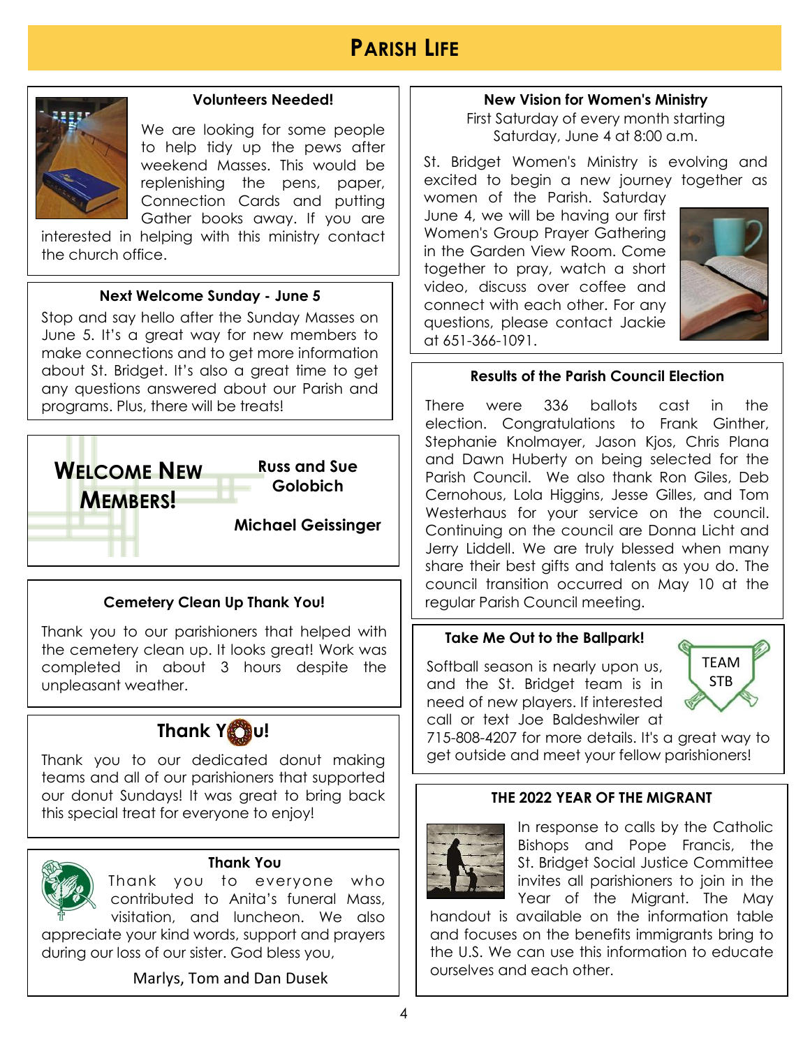# Parish Life

### Volunteers Needed!

We are looking for some people to help tidy up the pews after weekend Masses. This would be replenishing the pens, paper, Connection Cards and putting Gather books away. If you are interested in helping with this ministry contact the church office.

### Next Welcome Sunday - June 5

Stop and say hello after the Sunday Masses on June 5. It's a great way for new members to make connections and to get more information about St. Bridget. It's also a great time to get any questions answered about our Parish and programs. Plus, there will be treats!

### Welcome New Members!

**Russ and Sue Golobich**

**Michael Geissinger**

### Cemetery Clean Up Thank You!

Thank you to our parishioners that helped with the cemetery clean up. It looks great! Work was completed in about 3 hours despite the unpleasant weather.

### Thank You!

Thank you to our dedicated donut making teams and all of our parishioners that supported our donut Sundays! It was great to bring back this special treat for everyone to enjoy!

### Thank You

Thank you to everyone who contributed to Anita's funeral Mass, visitation, and luncheon. We also appreciate your kind words, support and prayers during our loss of our sister. God bless you,

Marlys, Tom and Dan Dusek

### New Vision for Women's Ministry

First Saturday of every month starting Saturday, June 4 at 8:00 a.m.

St. Bridget Women's Ministry is evolving and excited to begin a new journey together as women of the Parish. Saturday June 4, we will be having our first Women's Group Prayer Gathering in the Garden View Room. Come together to pray, watch a short video, discuss over coffee and connect with each other. For any questions, please contact Jackie at 651-366-1091.

### Results of the Parish Council Election

There were 336 ballots cast in the election. Congratulations to Frank Ginther, Stephanie Knolmayer, Jason Kjos, Chris Plana and Dawn Huberty on being selected for the Parish Council. We also thank Ron Giles, Deb Cernohous, Lola Higgins, Jesse Gilles, and Tom Westerhaus for your service on the council. Continuing on the council are Donna Licht and Jerry Liddell. We are truly blessed when many share their best gifts and talents as you do. The council transition occurred on May 10 at the regular Parish Council meeting.

### Take Me Out to the Ballpark!

TEAM STB

Softball season is nearly upon us, and the St. Bridget team is in need of new players. If interested call or text Joe Baldeshwiler at 715-808-4207 for more details. It's a great way to get outside and meet your fellow parishioners!

### THE 2022 YEAR OF THE MIGRANT

In response to calls by the Catholic Bishops and Pope Francis, the St. Bridget Social Justice Committee invites all parishioners to join in the Year of the Migrant. The May handout is available on the information table and focuses on the benefits immigrants bring to the U.S. We can use this information to educate ourselves and each other.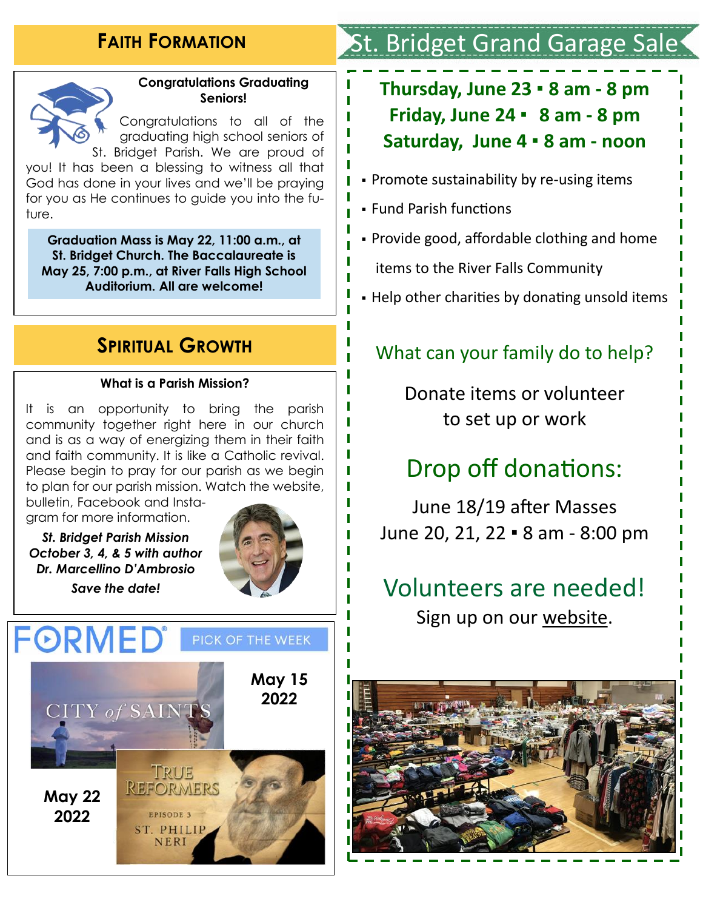## Faith Formation

**Congratulations Graduating Seniors!**

Congratulations to all of the graduating high school seniors of St. Bridget Parish. We are proud of you! It has been a blessing to witness all that God has done in your lives and we'll be praying for you as He continues to guide you into the future.

**Graduation Mass is May 22, 11:00 a.m., at St. Bridget Church. The Baccalaureate is May 25, 7:00 p.m., at River Falls High School Auditorium. All are welcome!**

## Spiritual Growth

**What is a Parish Mission?**

It is an opportunity to bring the parish community together right here in our church and is as a way of energizing them in their faith and faith community. It is like a Catholic revival. Please begin to pray for our parish as we begin to plan for our parish mission. Watch the website, bulletin, Facebook and Instagram for more information.

***St. Bridget Parish Mission October 3, 4, & 5 with author Dr. Marcellino D'Ambrosio***

***Save the date!***

## FORMED® PICK OF THE WEEK

**May 15 2022** — CITY of SAINTS

**May 22 2022** — TRUE REFORMERS, Episode 3, St. Philip Neri

## St. Bridget Grand Garage Sale

**Thursday, June 23 ▪ 8 am - 8 pm**
**Friday, June 24 ▪ 8 am - 8 pm**
**Saturday, June 4 ▪ 8 am - noon**

- Promote sustainability by re-using items
- Fund Parish functions
- Provide good, affordable clothing and home items to the River Falls Community
- Help other charities by donating unsold items

### What can your family do to help?

Donate items or volunteer to set up or work

### Drop off donations:

June 18/19 after Masses
June 20, 21, 22 ▪ 8 am - 8:00 pm

### Volunteers are needed!

Sign up on our website.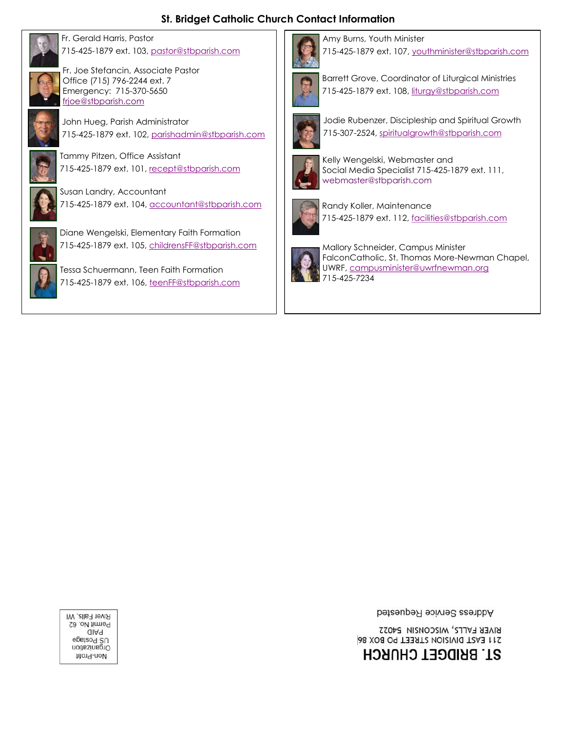# St. Bridget Catholic Church Contact Information

Fr. Gerald Harris, Pastor
715-425-1879 ext. 103, pastor@stbparish.com

Fr. Joe Stefancin, Associate Pastor
Office (715) 796-2244 ext. 7
Emergency: 715-370-5650
frjoe@stbparish.com

John Hueg, Parish Administrator
715-425-1879 ext. 102, parishadmin@stbparish.com

Tammy Pitzen, Office Assistant
715-425-1879 ext. 101, recept@stbparish.com

Susan Landry, Accountant
715-425-1879 ext. 104, accountant@stbparish.com

Diane Wengelski, Elementary Faith Formation
715-425-1879 ext. 105, childrensFF@stbparish.com

Tessa Schuermann, Teen Faith Formation
715-425-1879 ext. 106, teenFF@stbparish.com

Amy Burns, Youth Minister
715-425-1879 ext. 107, youthminister@stbparish.com

Barrett Grove, Coordinator of Liturgical Ministries
715-425-1879 ext. 108, liturgy@stbparish.com

Jodie Rubenzer, Discipleship and Spiritual Growth
715-307-2524, spiritualgrowth@stbparish.com

Kelly Wengelski, Webmaster and
Social Media Specialist 715-425-1879 ext. 111,
webmaster@stbparish.com

Randy Koller, Maintenance
715-425-1879 ext. 112, facilities@stbparish.com

Mallory Schneider, Campus Minister
FalconCatholic, St. Thomas More-Newman Chapel,
UWRF, campusminister@uwrfnewman.org
715-425-7234

Non-Profit
Organization
US Postage
PAID
Permit No. 62
River Falls, WI

**ST. BRIDGET CHURCH**
211 EAST DIVISION STREET PO BOX 86
RIVER FALLS, WISCONSIN 54022

Address Service Requested